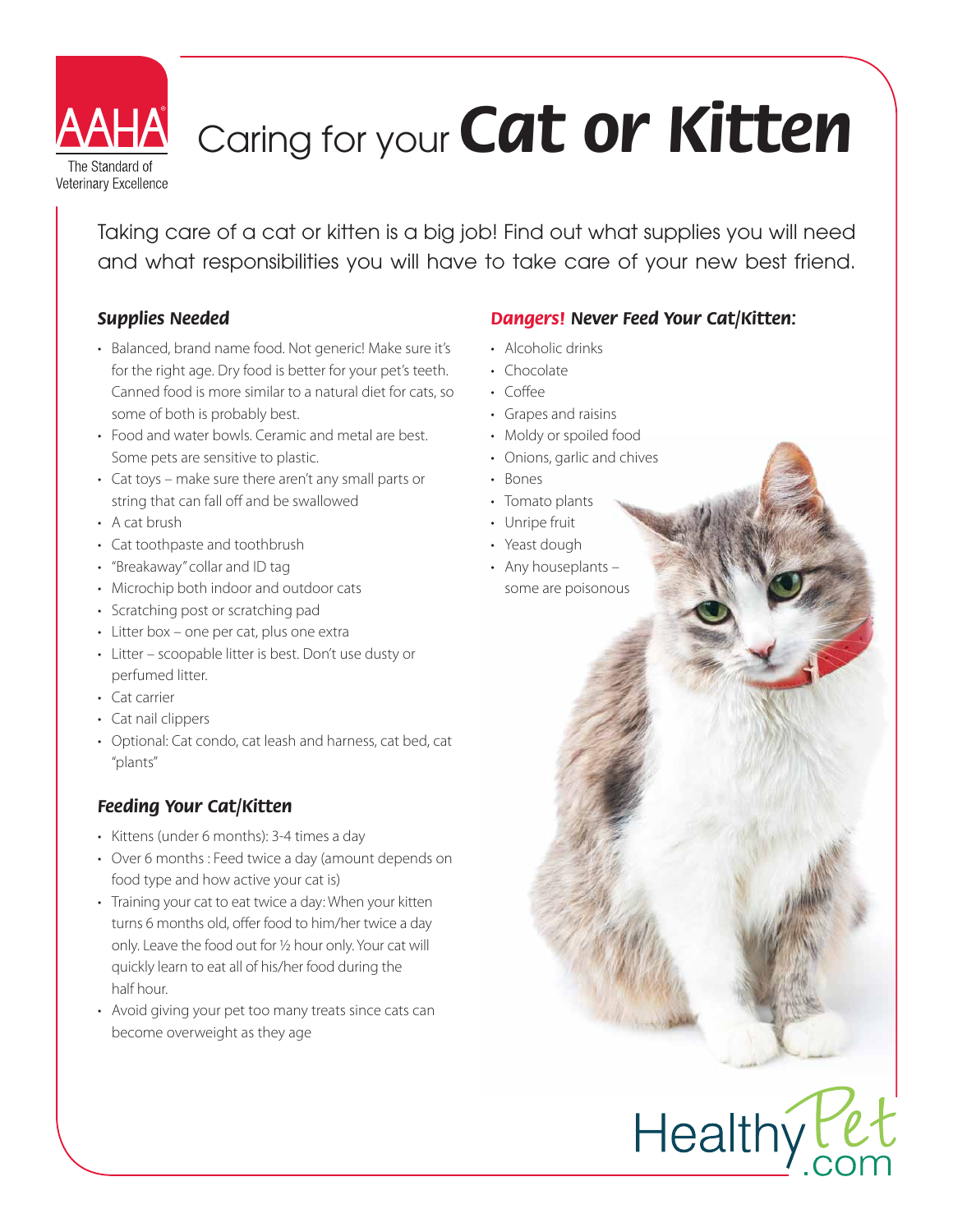AAHA
The Standard of Veterinary Excellence

# Caring for your *Cat or Kitten*

Taking care of a cat or kitten is a big job! Find out what supplies you will need and what responsibilities you will have to take care of your new best friend.

### *Supplies Needed*

- Balanced, brand name food. Not generic! Make sure it's for the right age. Dry food is better for your pet's teeth. Canned food is more similar to a natural diet for cats, so some of both is probably best.
- Food and water bowls. Ceramic and metal are best. Some pets are sensitive to plastic.
- Cat toys – make sure there aren't any small parts or string that can fall off and be swallowed
- A cat brush
- Cat toothpaste and toothbrush
- "Breakaway" collar and ID tag
- Microchip both indoor and outdoor cats
- Scratching post or scratching pad
- Litter box – one per cat, plus one extra
- Litter – scoopable litter is best. Don't use dusty or perfumed litter.
- Cat carrier
- Cat nail clippers
- Optional: Cat condo, cat leash and harness, cat bed, cat "plants"

### *Feeding Your Cat/Kitten*

- Kittens (under 6 months): 3-4 times a day
- Over 6 months : Feed twice a day (amount depends on food type and how active your cat is)
- Training your cat to eat twice a day: When your kitten turns 6 months old, offer food to him/her twice a day only. Leave the food out for ½ hour only. Your cat will quickly learn to eat all of his/her food during the half hour.
- Avoid giving your pet too many treats since cats can become overweight as they age

### *Dangers! Never Feed Your Cat/Kitten:*

- Alcoholic drinks
- Chocolate
- Coffee
- Grapes and raisins
- Moldy or spoiled food
- Onions, garlic and chives
- Bones
- Tomato plants
- Unripe fruit
- Yeast dough
- Any houseplants – some are poisonous

HealthyPet.com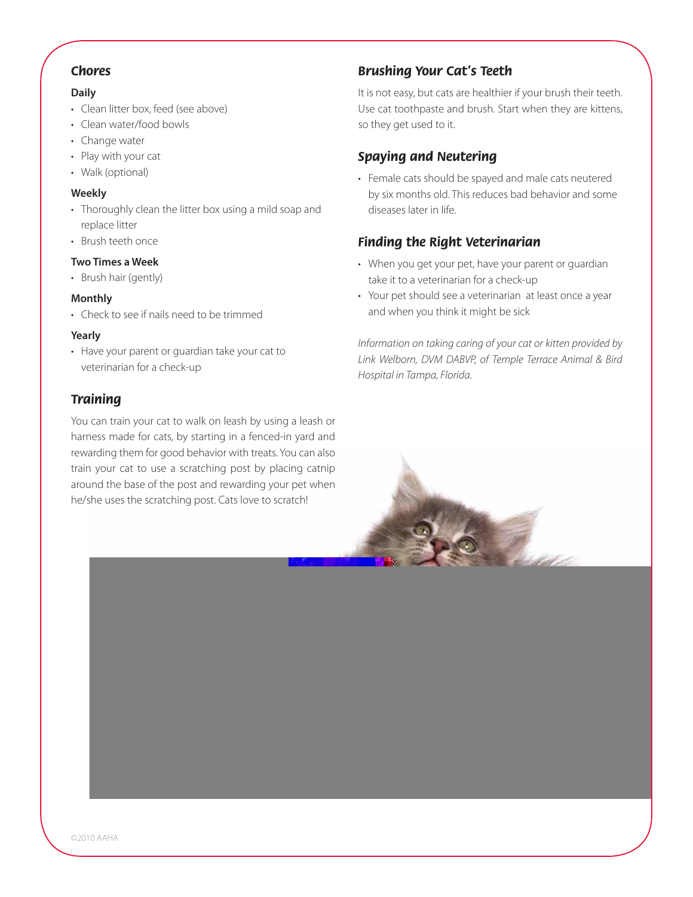## Chores

**Daily**

- Clean litter box, feed (see above)
- Clean water/food bowls
- Change water
- Play with your cat
- Walk (optional)

**Weekly**

- Thoroughly clean the litter box using a mild soap and replace litter
- Brush teeth once

**Two Times a Week**

- Brush hair (gently)

**Monthly**

- Check to see if nails need to be trimmed

**Yearly**

- Have your parent or guardian take your cat to veterinarian for a check-up

## Training

You can train your cat to walk on leash by using a leash or harness made for cats, by starting in a fenced-in yard and rewarding them for good behavior with treats. You can also train your cat to use a scratching post by placing catnip around the base of the post and rewarding your pet when he/she uses the scratching post. Cats love to scratch!

## Brushing Your Cat's Teeth

It is not easy, but cats are healthier if your brush their teeth. Use cat toothpaste and brush. Start when they are kittens, so they get used to it.

## Spaying and Neutering

- Female cats should be spayed and male cats neutered by six months old. This reduces bad behavior and some diseases later in life.

## Finding the Right Veterinarian

- When you get your pet, have your parent or guardian take it to a veterinarian for a check-up
- Your pet should see a veterinarian at least once a year and when you think it might be sick

*Information on taking caring of your cat or kitten provided by Link Welborn, DVM DABVP, of Temple Terrace Animal & Bird Hospital in Tampa, Florida.*

©2010 AAHA